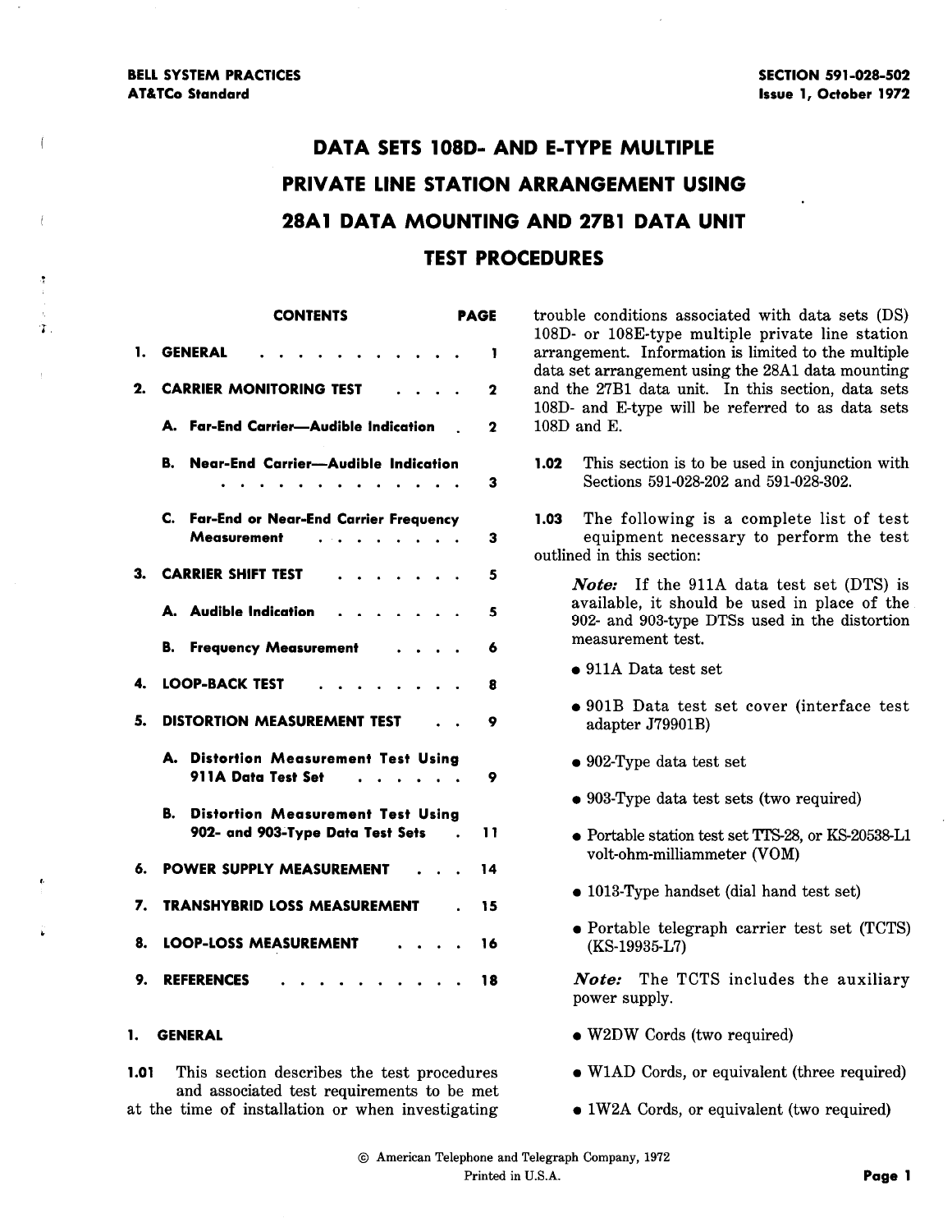BELL SYSTEM PRACTICES
AT&TCo Standard

SECTION 591-028-502
Issue 1, October 1972

# DATA SETS 108D- AND E-TYPE MULTIPLE PRIVATE LINE STATION ARRANGEMENT USING 28A1 DATA MOUNTING AND 27B1 DATA UNIT TEST PROCEDURES

| CONTENTS | PAGE |
|---|---|
| 1. GENERAL | 1 |
| 2. CARRIER MONITORING TEST | 2 |
| A. Far-End Carrier—Audible Indication | 2 |
| B. Near-End Carrier—Audible Indication | 3 |
| C. Far-End or Near-End Carrier Frequency Measurement | 3 |
| 3. CARRIER SHIFT TEST | 5 |
| A. Audible Indication | 5 |
| B. Frequency Measurement | 6 |
| 4. LOOP-BACK TEST | 8 |
| 5. DISTORTION MEASUREMENT TEST | 9 |
| A. Distortion Measurement Test Using 911A Data Test Set | 9 |
| B. Distortion Measurement Test Using 902- and 903-Type Data Test Sets | 11 |
| 6. POWER SUPPLY MEASUREMENT | 14 |
| 7. TRANSHYBRID LOSS MEASUREMENT | 15 |
| 8. LOOP-LOSS MEASUREMENT | 16 |
| 9. REFERENCES | 18 |

## 1. GENERAL

**1.01** This section describes the test procedures and associated test requirements to be met at the time of installation or when investigating trouble conditions associated with data sets (DS) 108D- or 108E-type multiple private line station arrangement. Information is limited to the multiple data set arrangement using the 28A1 data mounting and the 27B1 data unit. In this section, data sets 108D- and E-type will be referred to as data sets 108D and E.

**1.02** This section is to be used in conjunction with Sections 591-028-202 and 591-028-302.

**1.03** The following is a complete list of test equipment necessary to perform the test outlined in this section:

*Note:* If the 911A data test set (DTS) is available, it should be used in place of the 902- and 903-type DTSs used in the distortion measurement test.

- 911A Data test set
- 901B Data test set cover (interface test adapter J79901B)
- 902-Type data test set
- 903-Type data test sets (two required)
- Portable station test set TTS-28, or KS-20538-L1 volt-ohm-milliammeter (VOM)
- 1013-Type handset (dial hand test set)
- Portable telegraph carrier test set (TCTS) (KS-19935-L7)

*Note:* The TCTS includes the auxiliary power supply.

- W2DW Cords (two required)
- W1AD Cords, or equivalent (three required)
- 1W2A Cords, or equivalent (two required)

© American Telephone and Telegraph Company, 1972
Printed in U.S.A.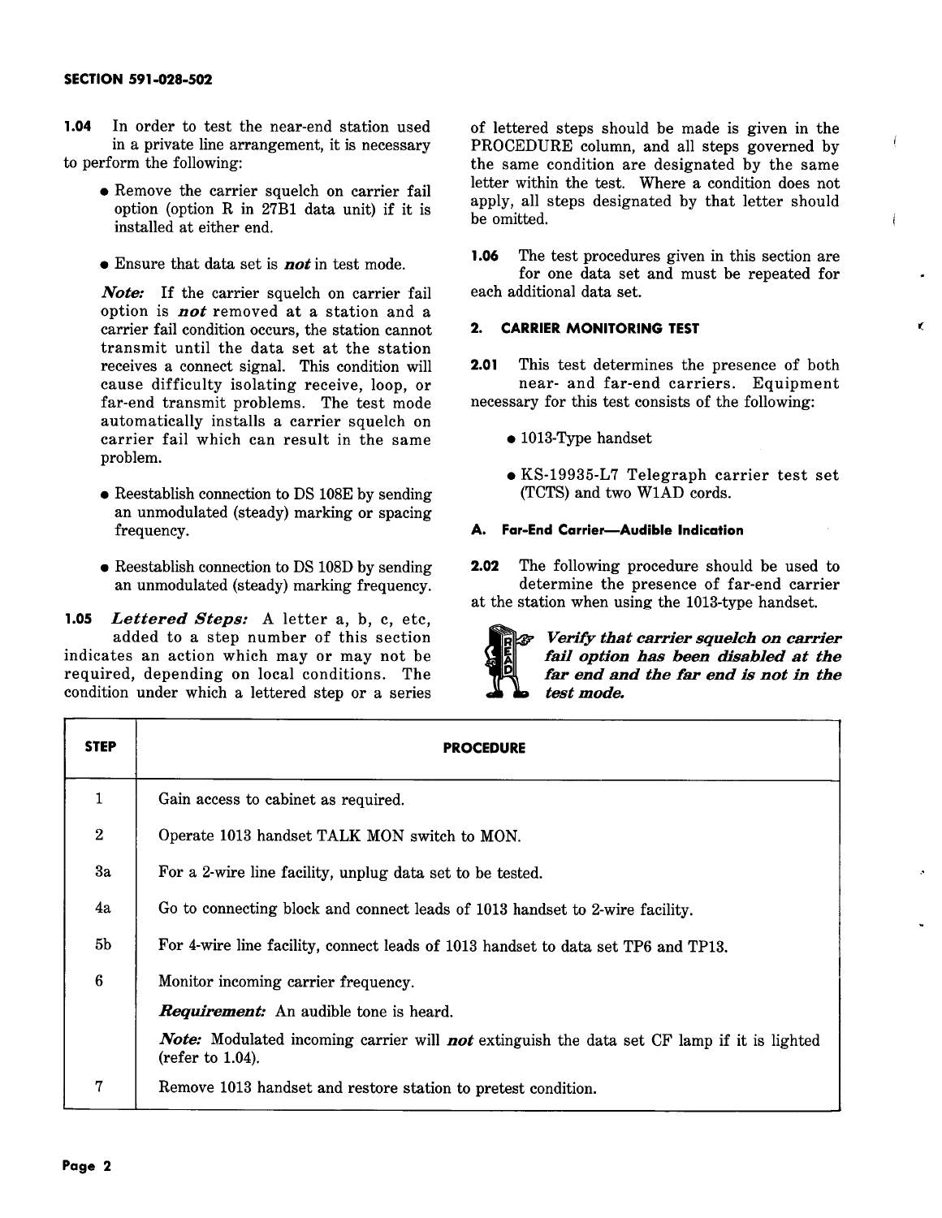**1.04** In order to test the near-end station used in a private line arrangement, it is necessary to perform the following:

- Remove the carrier squelch on carrier fail option (option R in 27B1 data unit) if it is installed at either end.
- Ensure that data set is ***not*** in test mode.

  ***Note:*** If the carrier squelch on carrier fail option is ***not*** removed at a station and a carrier fail condition occurs, the station cannot transmit until the data set at the station receives a connect signal. This condition will cause difficulty isolating receive, loop, or far-end transmit problems. The test mode automatically installs a carrier squelch on carrier fail which can result in the same problem.

- Reestablish connection to DS 108E by sending an unmodulated (steady) marking or spacing frequency.
- Reestablish connection to DS 108D by sending an unmodulated (steady) marking frequency.

**1.05** ***Lettered Steps:*** A letter a, b, c, etc, added to a step number of this section indicates an action which may or may not be required, depending on local conditions. The condition under which a lettered step or a series of lettered steps should be made is given in the PROCEDURE column, and all steps governed by the same condition are designated by the same letter within the test. Where a condition does not apply, all steps designated by that letter should be omitted.

**1.06** The test procedures given in this section are for one data set and must be repeated for each additional data set.

## 2. CARRIER MONITORING TEST

**2.01** This test determines the presence of both near- and far-end carriers. Equipment necessary for this test consists of the following:

- 1013-Type handset
- KS-19935-L7 Telegraph carrier test set (TCTS) and two W1AD cords.

### A. Far-End Carrier—Audible Indication

**2.02** The following procedure should be used to determine the presence of far-end carrier at the station when using the 1013-type handset.

READ ***Verify that carrier squelch on carrier fail option has been disabled at the far end and the far end is not in the test mode.***

| STEP | PROCEDURE |
|---|---|
| 1 | Gain access to cabinet as required. |
| 2 | Operate 1013 handset TALK MON switch to MON. |
| 3a | For a 2-wire line facility, unplug data set to be tested. |
| 4a | Go to connecting block and connect leads of 1013 handset to 2-wire facility. |
| 5b | For 4-wire line facility, connect leads of 1013 handset to data set TP6 and TP13. |
| 6 | Monitor incoming carrier frequency. |
| | ***Requirement:*** An audible tone is heard. |
| | ***Note:*** Modulated incoming carrier will ***not*** extinguish the data set CF lamp if it is lighted (refer to 1.04). |
| 7 | Remove 1013 handset and restore station to pretest condition. |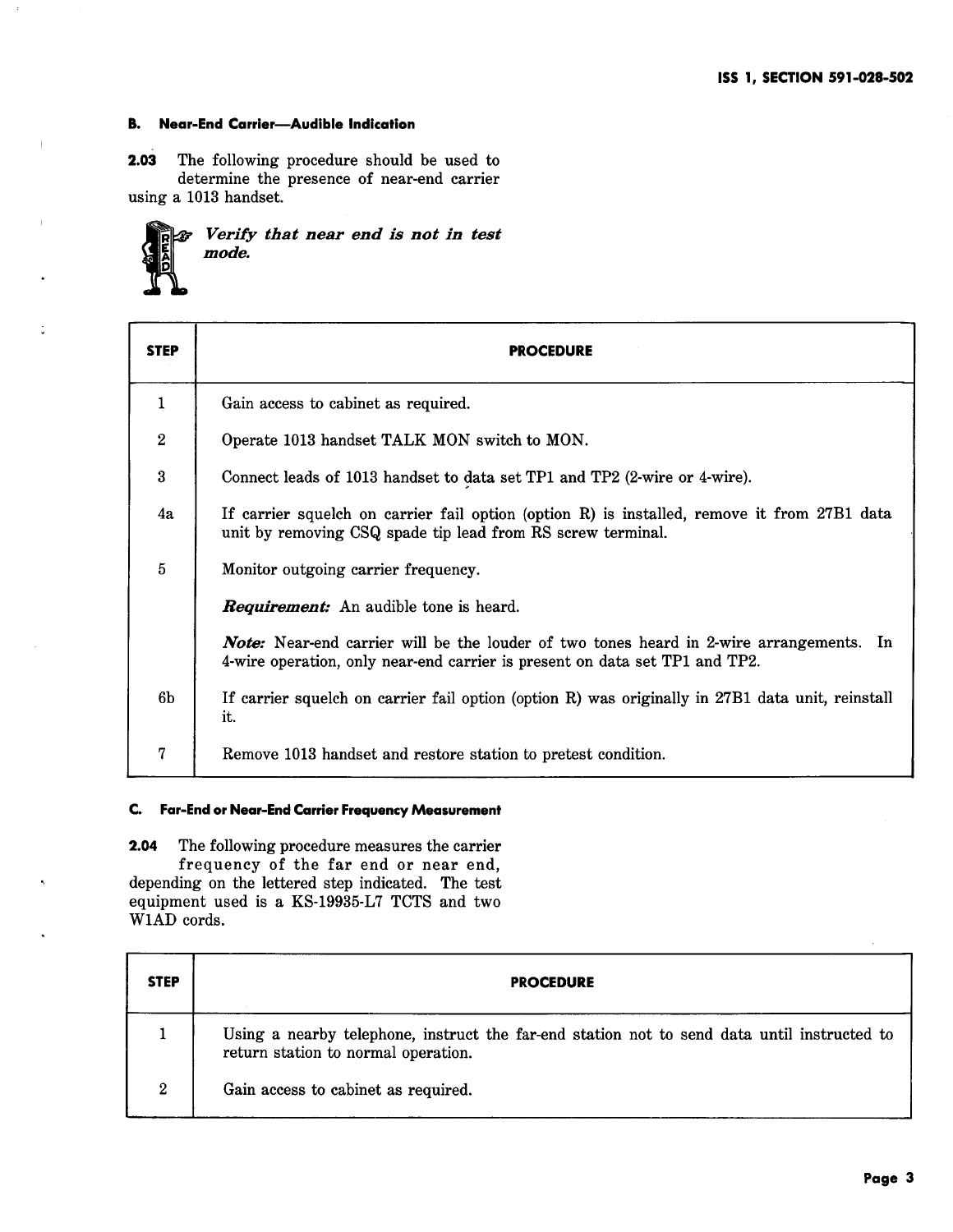### B. Near-End Carrier—Audible Indication

**2.03** The following procedure should be used to determine the presence of near-end carrier using a 1013 handset.

***Verify that near end is not in test mode.***

| STEP | PROCEDURE |
|---|---|
| 1 | Gain access to cabinet as required. |
| 2 | Operate 1013 handset TALK MON switch to MON. |
| 3 | Connect leads of 1013 handset to data set TP1 and TP2 (2-wire or 4-wire). |
| 4a | If carrier squelch on carrier fail option (option R) is installed, remove it from 27B1 data unit by removing CSQ spade tip lead from RS screw terminal. |
| 5 | Monitor outgoing carrier frequency.<br><br>***Requirement:*** An audible tone is heard.<br><br>***Note:*** Near-end carrier will be the louder of two tones heard in 2-wire arrangements. In 4-wire operation, only near-end carrier is present on data set TP1 and TP2. |
| 6b | If carrier squelch on carrier fail option (option R) was originally in 27B1 data unit, reinstall it. |
| 7 | Remove 1013 handset and restore station to pretest condition. |

### C. Far-End or Near-End Carrier Frequency Measurement

**2.04** The following procedure measures the carrier frequency of the far end or near end, depending on the lettered step indicated. The test equipment used is a KS-19935-L7 TCTS and two W1AD cords.

| STEP | PROCEDURE |
|---|---|
| 1 | Using a nearby telephone, instruct the far-end station not to send data until instructed to return station to normal operation. |
| 2 | Gain access to cabinet as required. |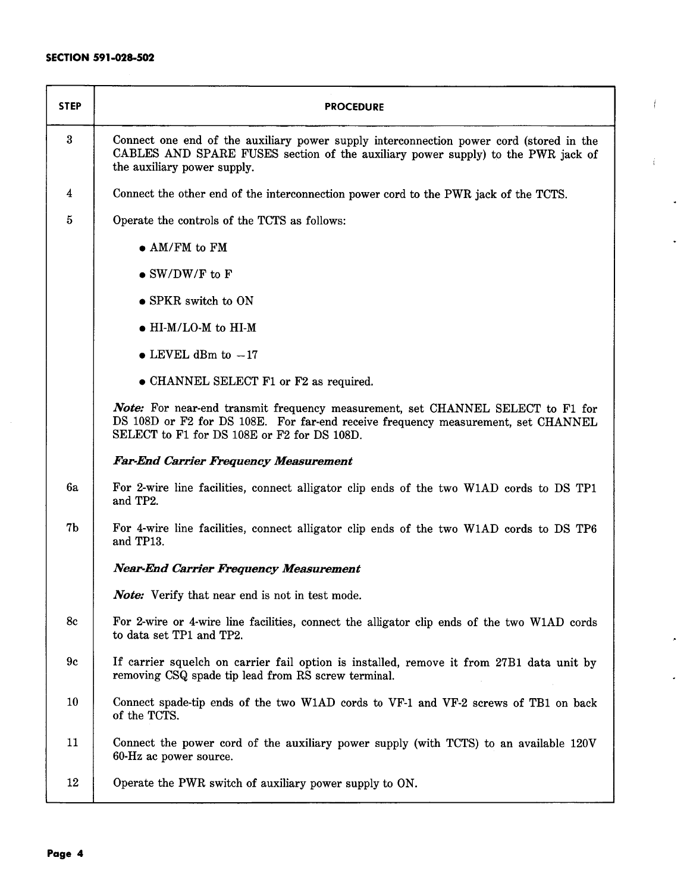| STEP | PROCEDURE |
|---|---|
| 3 | Connect one end of the auxiliary power supply interconnection power cord (stored in the CABLES AND SPARE FUSES section of the auxiliary power supply) to the PWR jack of the auxiliary power supply. |
| 4 | Connect the other end of the interconnection power cord to the PWR jack of the TCTS. |
| 5 | Operate the controls of the TCTS as follows:<br>• AM/FM to FM<br>• SW/DW/F to F<br>• SPKR switch to ON<br>• HI-M/LO-M to HI-M<br>• LEVEL dBm to −17<br>• CHANNEL SELECT F1 or F2 as required.<br>*Note:* For near-end transmit frequency measurement, set CHANNEL SELECT to F1 for DS 108D or F2 for DS 108E. For far-end receive frequency measurement, set CHANNEL SELECT to F1 for DS 108E or F2 for DS 108D. |
| | ***Far-End Carrier Frequency Measurement*** |
| 6a | For 2-wire line facilities, connect alligator clip ends of the two W1AD cords to DS TP1 and TP2. |
| 7b | For 4-wire line facilities, connect alligator clip ends of the two W1AD cords to DS TP6 and TP13. |
| | ***Near-End Carrier Frequency Measurement***<br>*Note:* Verify that near end is not in test mode. |
| 8c | For 2-wire or 4-wire line facilities, connect the alligator clip ends of the two W1AD cords to data set TP1 and TP2. |
| 9c | If carrier squelch on carrier fail option is installed, remove it from 27B1 data unit by removing CSQ spade tip lead from RS screw terminal. |
| 10 | Connect spade-tip ends of the two W1AD cords to VF-1 and VF-2 screws of TB1 on back of the TCTS. |
| 11 | Connect the power cord of the auxiliary power supply (with TCTS) to an available 120V 60-Hz ac power source. |
| 12 | Operate the PWR switch of auxiliary power supply to ON. |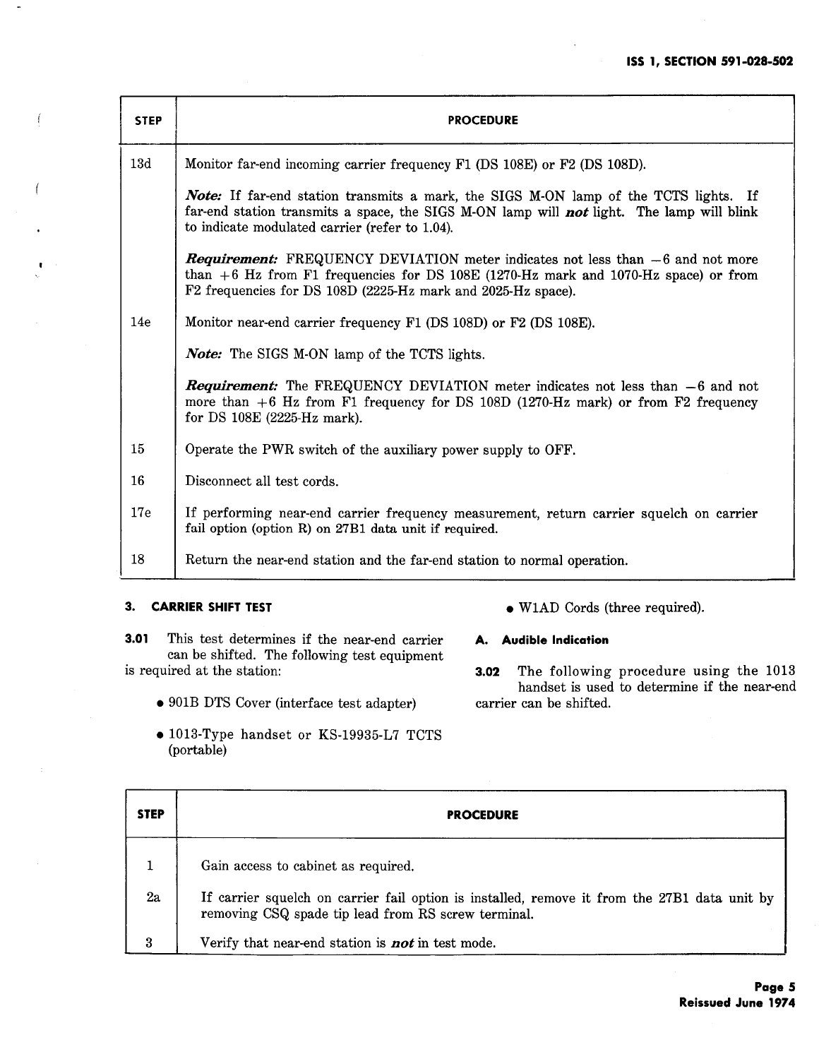| STEP | PROCEDURE |
|---|---|
| 13d | Monitor far-end incoming carrier frequency F1 (DS 108E) or F2 (DS 108D).<br><br>***Note:*** If far-end station transmits a mark, the SIGS M-ON lamp of the TCTS lights. If far-end station transmits a space, the SIGS M-ON lamp will ***not*** light. The lamp will blink to indicate modulated carrier (refer to 1.04).<br><br>***Requirement:*** FREQUENCY DEVIATION meter indicates not less than −6 and not more than +6 Hz from F1 frequencies for DS 108E (1270-Hz mark and 1070-Hz space) or from F2 frequencies for DS 108D (2225-Hz mark and 2025-Hz space). |
| 14e | Monitor near-end carrier frequency F1 (DS 108D) or F2 (DS 108E).<br><br>***Note:*** The SIGS M-ON lamp of the TCTS lights.<br><br>***Requirement:*** The FREQUENCY DEVIATION meter indicates not less than −6 and not more than +6 Hz from F1 frequency for DS 108D (1270-Hz mark) or from F2 frequency for DS 108E (2225-Hz mark). |
| 15 | Operate the PWR switch of the auxiliary power supply to OFF. |
| 16 | Disconnect all test cords. |
| 17e | If performing near-end carrier frequency measurement, return carrier squelch on carrier fail option (option R) on 27B1 data unit if required. |
| 18 | Return the near-end station and the far-end station to normal operation. |

## 3. CARRIER SHIFT TEST

**3.01** This test determines if the near-end carrier can be shifted. The following test equipment is required at the station:

- 901B DTS Cover (interface test adapter)
- 1013-Type handset or KS-19935-L7 TCTS (portable)
- W1AD Cords (three required).

### A. Audible Indication

**3.02** The following procedure using the 1013 handset is used to determine if the near-end carrier can be shifted.

| STEP | PROCEDURE |
|---|---|
| 1 | Gain access to cabinet as required. |
| 2a | If carrier squelch on carrier fail option is installed, remove it from the 27B1 data unit by removing CSQ spade tip lead from RS screw terminal. |
| 3 | Verify that near-end station is ***not*** in test mode. |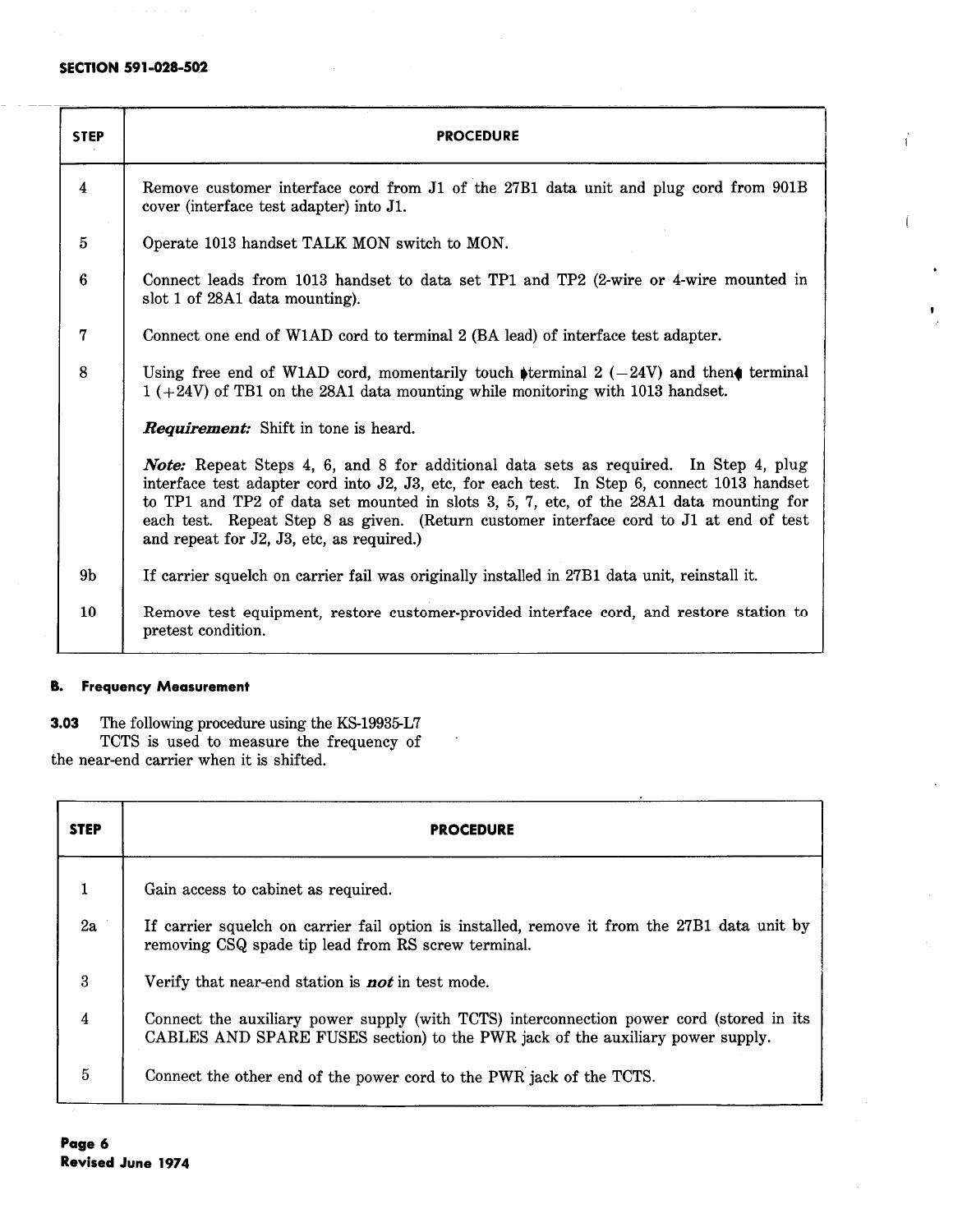| STEP | PROCEDURE |
|---|---|
| 4 | Remove customer interface cord from J1 of the 27B1 data unit and plug cord from 901B cover (interface test adapter) into J1. |
| 5 | Operate 1013 handset TALK MON switch to MON. |
| 6 | Connect leads from 1013 handset to data set TP1 and TP2 (2-wire or 4-wire mounted in slot 1 of 28A1 data mounting). |
| 7 | Connect one end of W1AD cord to terminal 2 (BA lead) of interface test adapter. |
| 8 | Using free end of W1AD cord, momentarily touch terminal 2 (−24V) and then terminal 1 (+24V) of TB1 on the 28A1 data mounting while monitoring with 1013 handset.<br><br>***Requirement:*** Shift in tone is heard.<br><br>***Note:*** Repeat Steps 4, 6, and 8 for additional data sets as required. In Step 4, plug interface test adapter cord into J2, J3, etc, for each test. In Step 6, connect 1013 handset to TP1 and TP2 of data set mounted in slots 3, 5, 7, etc, of the 28A1 data mounting for each test. Repeat Step 8 as given. (Return customer interface cord to J1 at end of test and repeat for J2, J3, etc, as required.) |
| 9b | If carrier squelch on carrier fail was originally installed in 27B1 data unit, reinstall it. |
| 10 | Remove test equipment, restore customer-provided interface cord, and restore station to pretest condition. |

### B. Frequency Measurement

**3.03** The following procedure using the KS-19935-L7 TCTS is used to measure the frequency of the near-end carrier when it is shifted.

| STEP | PROCEDURE |
|---|---|
| 1 | Gain access to cabinet as required. |
| 2a | If carrier squelch on carrier fail option is installed, remove it from the 27B1 data unit by removing CSQ spade tip lead from RS screw terminal. |
| 3 | Verify that near-end station is ***not*** in test mode. |
| 4 | Connect the auxiliary power supply (with TCTS) interconnection power cord (stored in its CABLES AND SPARE FUSES section) to the PWR jack of the auxiliary power supply. |
| 5 | Connect the other end of the power cord to the PWR jack of the TCTS. |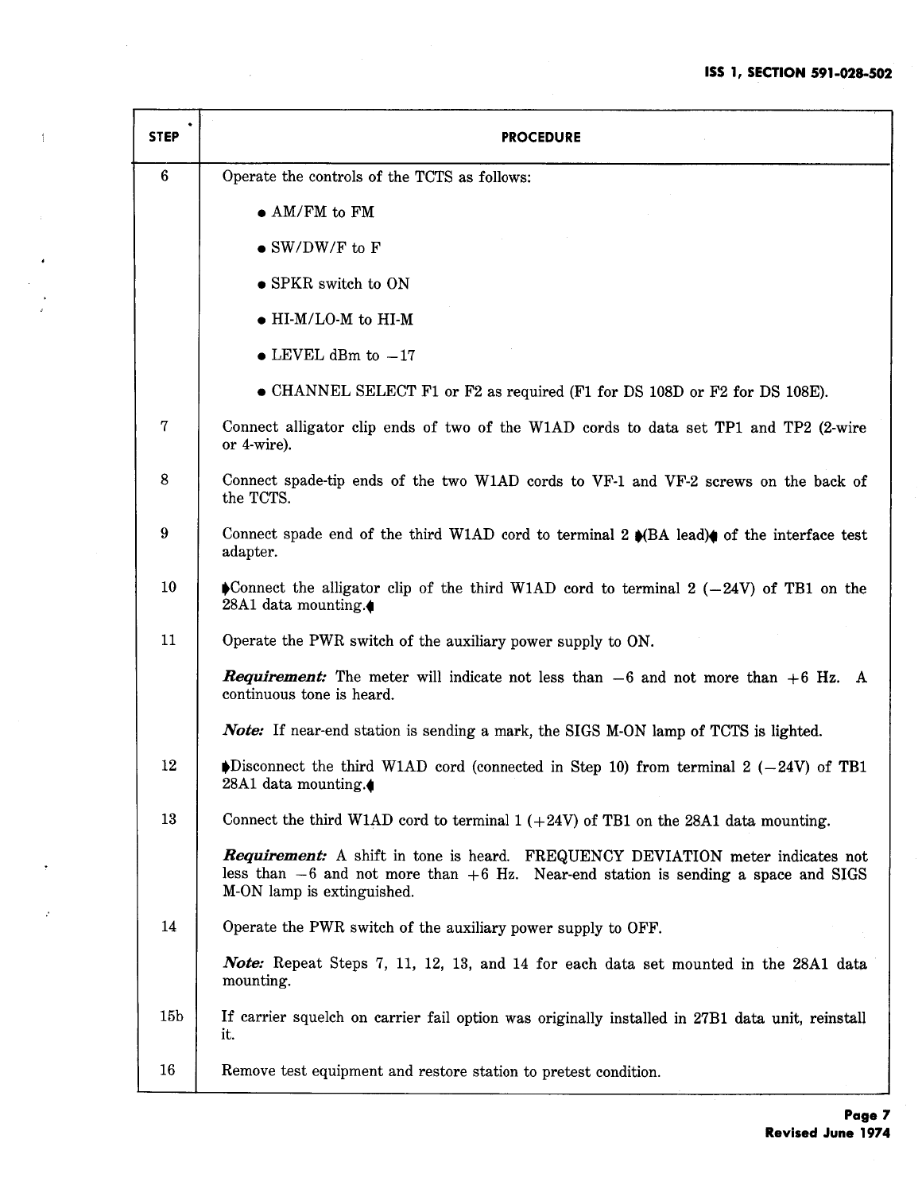| STEP | PROCEDURE |
|---|---|
| 6 | Operate the controls of the TCTS as follows:<br>• AM/FM to FM<br>• SW/DW/F to F<br>• SPKR switch to ON<br>• HI-M/LO-M to HI-M<br>• LEVEL dBm to −17<br>• CHANNEL SELECT F1 or F2 as required (F1 for DS 108D or F2 for DS 108E). |
| 7 | Connect alligator clip ends of two of the W1AD cords to data set TP1 and TP2 (2-wire or 4-wire). |
| 8 | Connect spade-tip ends of the two W1AD cords to VF-1 and VF-2 screws on the back of the TCTS. |
| 9 | Connect spade end of the third W1AD cord to terminal 2 (BA lead) of the interface test adapter. |
| 10 | Connect the alligator clip of the third W1AD cord to terminal 2 (−24V) of TB1 on the 28A1 data mounting. |
| 11 | Operate the PWR switch of the auxiliary power supply to ON.<br>***Requirement:*** The meter will indicate not less than −6 and not more than +6 Hz. A continuous tone is heard.<br>***Note:*** If near-end station is sending a mark, the SIGS M-ON lamp of TCTS is lighted. |
| 12 | Disconnect the third W1AD cord (connected in Step 10) from terminal 2 (−24V) of TB1 28A1 data mounting. |
| 13 | Connect the third W1AD cord to terminal 1 (+24V) of TB1 on the 28A1 data mounting.<br>***Requirement:*** A shift in tone is heard. FREQUENCY DEVIATION meter indicates not less than −6 and not more than +6 Hz. Near-end station is sending a space and SIGS M-ON lamp is extinguished. |
| 14 | Operate the PWR switch of the auxiliary power supply to OFF.<br>***Note:*** Repeat Steps 7, 11, 12, 13, and 14 for each data set mounted in the 28A1 data mounting. |
| 15b | If carrier squelch on carrier fail option was originally installed in 27B1 data unit, reinstall it. |
| 16 | Remove test equipment and restore station to pretest condition. |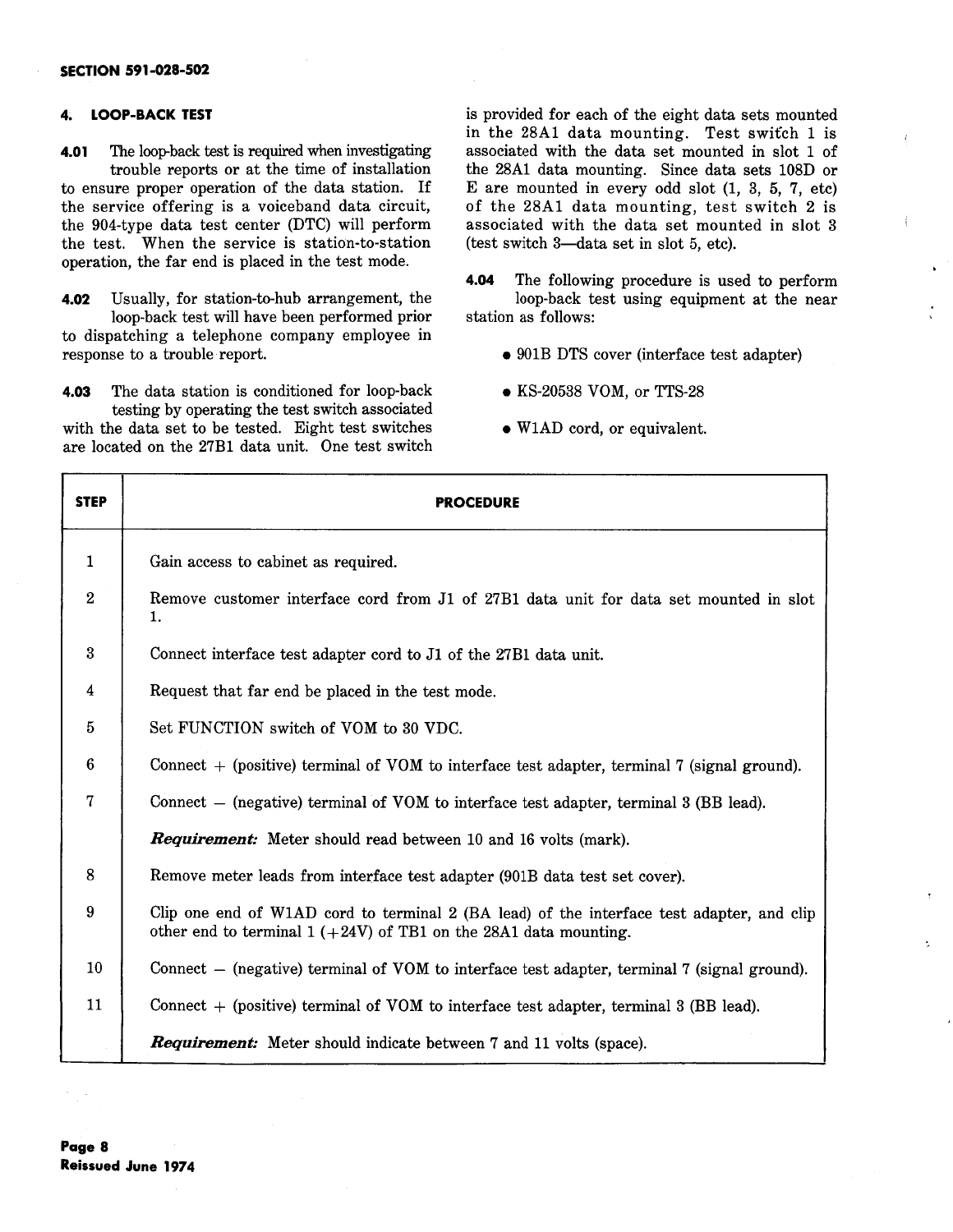## 4. LOOP-BACK TEST

**4.01** The loop-back test is required when investigating trouble reports or at the time of installation to ensure proper operation of the data station. If the service offering is a voiceband data circuit, the 904-type data test center (DTC) will perform the test. When the service is station-to-station operation, the far end is placed in the test mode.

**4.02** Usually, for station-to-hub arrangement, the loop-back test will have been performed prior to dispatching a telephone company employee in response to a trouble report.

**4.03** The data station is conditioned for loop-back testing by operating the test switch associated with the data set to be tested. Eight test switches are located on the 27B1 data unit. One test switch is provided for each of the eight data sets mounted in the 28A1 data mounting. Test switch 1 is associated with the data set mounted in slot 1 of the 28A1 data mounting. Since data sets 108D or E are mounted in every odd slot (1, 3, 5, 7, etc) of the 28A1 data mounting, test switch 2 is associated with the data set mounted in slot 3 (test switch 3—data set in slot 5, etc).

**4.04** The following procedure is used to perform loop-back test using equipment at the near station as follows:

- 901B DTS cover (interface test adapter)
- KS-20538 VOM, or TTS-28
- W1AD cord, or equivalent.

| STEP | PROCEDURE |
|---|---|
| 1 | Gain access to cabinet as required. |
| 2 | Remove customer interface cord from J1 of 27B1 data unit for data set mounted in slot 1. |
| 3 | Connect interface test adapter cord to J1 of the 27B1 data unit. |
| 4 | Request that far end be placed in the test mode. |
| 5 | Set FUNCTION switch of VOM to 30 VDC. |
| 6 | Connect + (positive) terminal of VOM to interface test adapter, terminal 7 (signal ground). |
| 7 | Connect − (negative) terminal of VOM to interface test adapter, terminal 3 (BB lead). |
| | ***Requirement:*** Meter should read between 10 and 16 volts (mark). |
| 8 | Remove meter leads from interface test adapter (901B data test set cover). |
| 9 | Clip one end of W1AD cord to terminal 2 (BA lead) of the interface test adapter, and clip other end to terminal 1 (+24V) of TB1 on the 28A1 data mounting. |
| 10 | Connect − (negative) terminal of VOM to interface test adapter, terminal 7 (signal ground). |
| 11 | Connect + (positive) terminal of VOM to interface test adapter, terminal 3 (BB lead). |
| | ***Requirement:*** Meter should indicate between 7 and 11 volts (space). |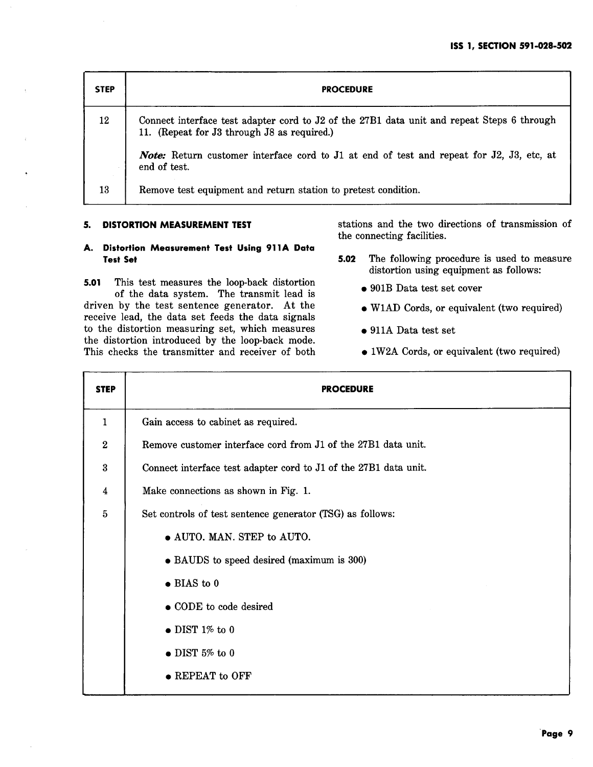| STEP | PROCEDURE |
|---|---|
| 12 | Connect interface test adapter cord to J2 of the 27B1 data unit and repeat Steps 6 through 11. (Repeat for J3 through J8 as required.)<br><br>*Note:* Return customer interface cord to J1 at end of test and repeat for J2, J3, etc, at end of test. |
| 13 | Remove test equipment and return station to pretest condition. |

## 5. DISTORTION MEASUREMENT TEST

### A. Distortion Measurement Test Using 911A Data Test Set

**5.01** This test measures the loop-back distortion of the data system. The transmit lead is driven by the test sentence generator. At the receive lead, the data set feeds the data signals to the distortion measuring set, which measures the distortion introduced by the loop-back mode. This checks the transmitter and receiver of both stations and the two directions of transmission of the connecting facilities.

**5.02** The following procedure is used to measure distortion using equipment as follows:

- 901B Data test set cover
- W1AD Cords, or equivalent (two required)
- 911A Data test set
- 1W2A Cords, or equivalent (two required)

| STEP | PROCEDURE |
|---|---|
| 1 | Gain access to cabinet as required. |
| 2 | Remove customer interface cord from J1 of the 27B1 data unit. |
| 3 | Connect interface test adapter cord to J1 of the 27B1 data unit. |
| 4 | Make connections as shown in Fig. 1. |
| 5 | Set controls of test sentence generator (TSG) as follows:<br>• AUTO. MAN. STEP to AUTO.<br>• BAUDS to speed desired (maximum is 300)<br>• BIAS to 0<br>• CODE to code desired<br>• DIST 1% to 0<br>• DIST 5% to 0<br>• REPEAT to OFF |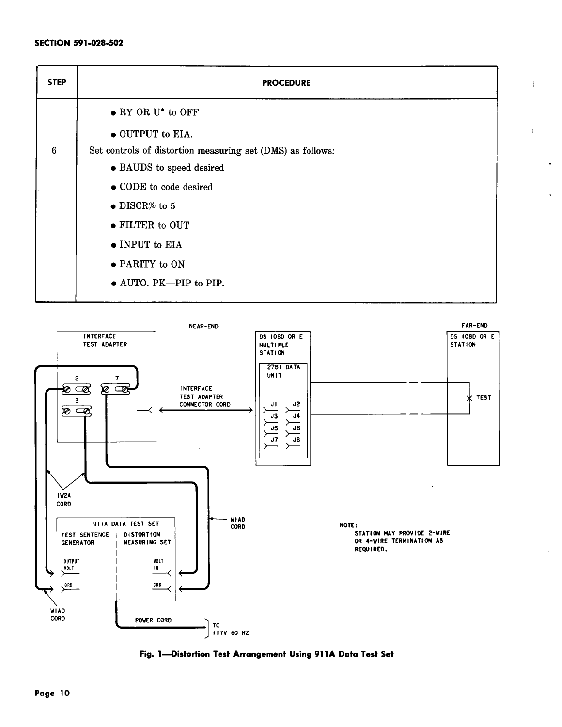| STEP | PROCEDURE |
|---|---|
| | • RY OR U* to OFF<br>• OUTPUT to EIA. |
| 6 | Set controls of distortion measuring set (DMS) as follows:<br>• BAUDS to speed desired<br>• CODE to code desired<br>• DISCR% to 5<br>• FILTER to OUT<br>• INPUT to EIA<br>• PARITY to ON<br>• AUTO. PK—PIP to PIP. |

NOTE:
STATION MAY PROVIDE 2-WIRE OR 4-WIRE TERMINATION AS REQUIRED.

Fig. 1—Distortion Test Arrangement Using 911A Data Test Set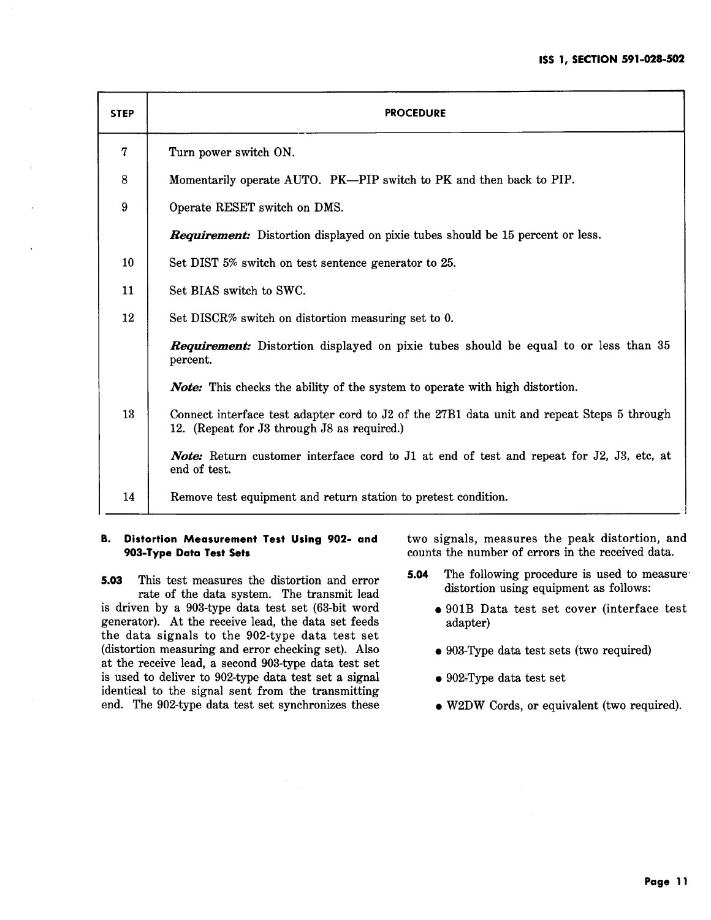| STEP | PROCEDURE |
|---|---|
| 7 | Turn power switch ON. |
| 8 | Momentarily operate AUTO. PK—PIP switch to PK and then back to PIP. |
| 9 | Operate RESET switch on DMS.<br><br>***Requirement:*** Distortion displayed on pixie tubes should be 15 percent or less. |
| 10 | Set DIST 5% switch on test sentence generator to 25. |
| 11 | Set BIAS switch to SWC. |
| 12 | Set DISCR% switch on distortion measuring set to 0.<br><br>***Requirement:*** Distortion displayed on pixie tubes should be equal to or less than 35 percent.<br><br>***Note:*** This checks the ability of the system to operate with high distortion. |
| 13 | Connect interface test adapter cord to J2 of the 27B1 data unit and repeat Steps 5 through 12. (Repeat for J3 through J8 as required.)<br><br>***Note:*** Return customer interface cord to J1 at end of test and repeat for J2, J3, etc, at end of test. |
| 14 | Remove test equipment and return station to pretest condition. |

### B. Distortion Measurement Test Using 902- and 903-Type Data Test Sets

**5.03** This test measures the distortion and error rate of the data system. The transmit lead is driven by a 903-type data test set (63-bit word generator). At the receive lead, the data set feeds the data signals to the 902-type data test set (distortion measuring and error checking set). Also at the receive lead, a second 903-type data test set is used to deliver to 902-type data test set a signal identical to the signal sent from the transmitting end. The 902-type data test set synchronizes these two signals, measures the peak distortion, and counts the number of errors in the received data.

**5.04** The following procedure is used to measure distortion using equipment as follows:

- 901B Data test set cover (interface test adapter)
- 903-Type data test sets (two required)
- 902-Type data test set
- W2DW Cords, or equivalent (two required).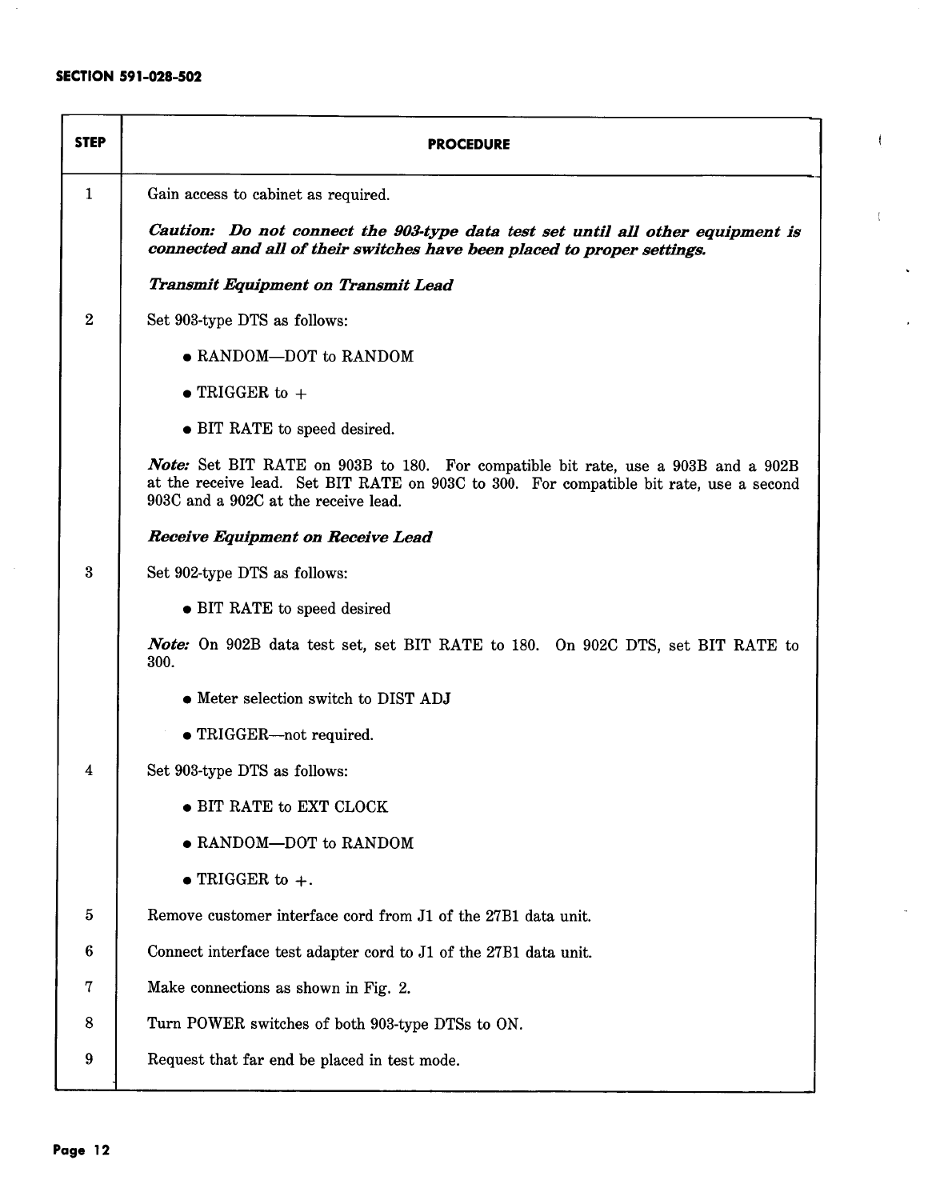| STEP | PROCEDURE |
|---|---|
| 1 | Gain access to cabinet as required.<br><br>***Caution: Do not connect the 903-type data test set until all other equipment is connected and all of their switches have been placed to proper settings.***<br><br>***Transmit Equipment on Transmit Lead*** |
| 2 | Set 903-type DTS as follows:<br><br>• RANDOM—DOT to RANDOM<br><br>• TRIGGER to +<br><br>• BIT RATE to speed desired.<br><br>*Note:* Set BIT RATE on 903B to 180. For compatible bit rate, use a 903B and a 902B at the receive lead. Set BIT RATE on 903C to 300. For compatible bit rate, use a second 903C and a 902C at the receive lead.<br><br>***Receive Equipment on Receive Lead*** |
| 3 | Set 902-type DTS as follows:<br><br>• BIT RATE to speed desired<br><br>*Note:* On 902B data test set, set BIT RATE to 180. On 902C DTS, set BIT RATE to 300.<br><br>• Meter selection switch to DIST ADJ<br><br>• TRIGGER—not required. |
| 4 | Set 903-type DTS as follows:<br><br>• BIT RATE to EXT CLOCK<br><br>• RANDOM—DOT to RANDOM<br><br>• TRIGGER to +. |
| 5 | Remove customer interface cord from J1 of the 27B1 data unit. |
| 6 | Connect interface test adapter cord to J1 of the 27B1 data unit. |
| 7 | Make connections as shown in Fig. 2. |
| 8 | Turn POWER switches of both 903-type DTSs to ON. |
| 9 | Request that far end be placed in test mode. |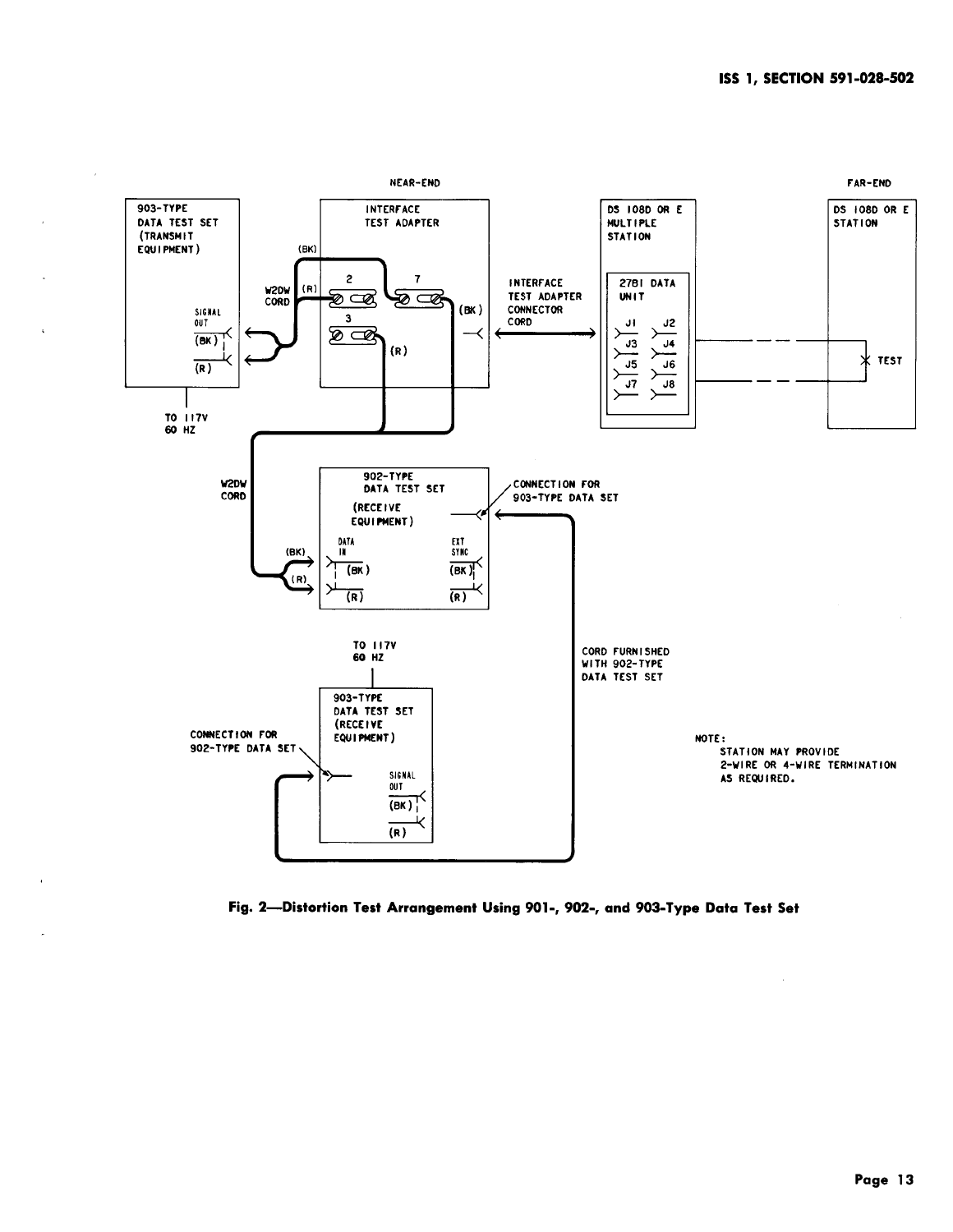NEAR-END

FAR-END

903-TYPE DATA TEST SET (TRANSMIT EQUIPMENT)

SIGNAL OUT (BK) (R)

TO 117V 60 HZ

W2DW CORD

INTERFACE TEST ADAPTER

(BK) (R) 2 7 3 (BK) (R)

INTERFACE TEST ADAPTER CONNECTOR CORD

DS 108D OR E MULTIPLE STATION

2781 DATA UNIT

J1 J2 J3 J4 J5 J6 J7 J8

DS 108D OR E STATION

TEST

W2DW CORD

902-TYPE DATA TEST SET (RECEIVE EQUIPMENT)

DATA IN (BK) (R)

EXT SYNC (BK) (R)

CONNECTION FOR 903-TYPE DATA SET

TO 117V 60 HZ

903-TYPE DATA TEST SET (RECEIVE EQUIPMENT)

CONNECTION FOR 902-TYPE DATA SET

SIGNAL OUT (BK) (R)

CORD FURNISHED WITH 902-TYPE DATA TEST SET

NOTE:
STATION MAY PROVIDE 2-WIRE OR 4-WIRE TERMINATION AS REQUIRED.

**Fig. 2—Distortion Test Arrangement Using 901-, 902-, and 903-Type Data Test Set**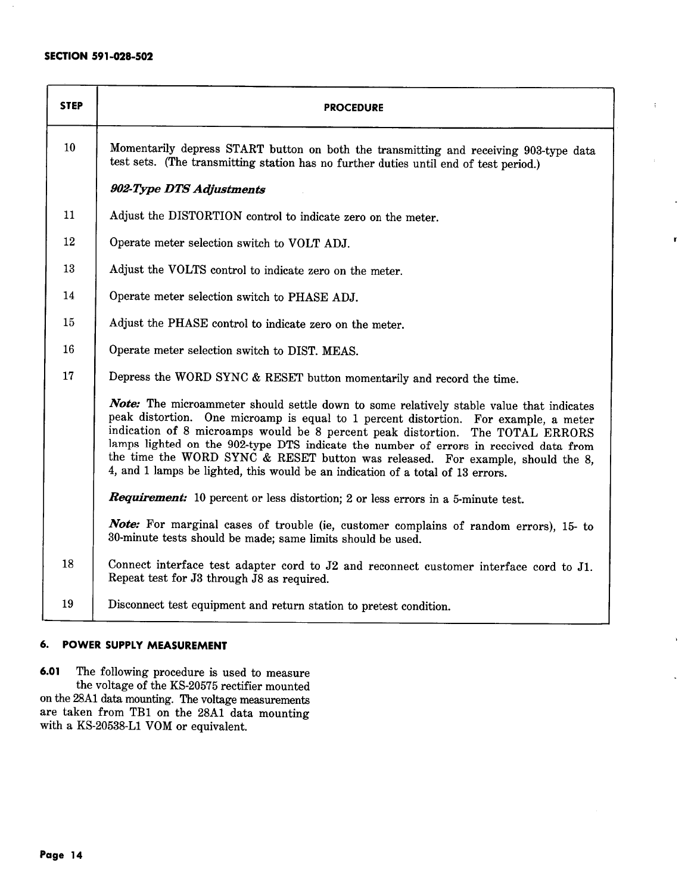| STEP | PROCEDURE |
|---|---|
| 10 | Momentarily depress START button on both the transmitting and receiving 903-type data test sets. (The transmitting station has no further duties until end of test period.) |
| | ***902-Type DTS Adjustments*** |
| 11 | Adjust the DISTORTION control to indicate zero on the meter. |
| 12 | Operate meter selection switch to VOLT ADJ. |
| 13 | Adjust the VOLTS control to indicate zero on the meter. |
| 14 | Operate meter selection switch to PHASE ADJ. |
| 15 | Adjust the PHASE control to indicate zero on the meter. |
| 16 | Operate meter selection switch to DIST. MEAS. |
| 17 | Depress the WORD SYNC & RESET button momentarily and record the time. |
| | ***Note:*** The microammeter should settle down to some relatively stable value that indicates peak distortion. One microamp is equal to 1 percent distortion. For example, a meter indication of 8 microamps would be 8 percent peak distortion. The TOTAL ERRORS lamps lighted on the 902-type DTS indicate the number of errors in received data from the time the WORD SYNC & RESET button was released. For example, should the 8, 4, and 1 lamps be lighted, this would be an indication of a total of 13 errors. |
| | ***Requirement:*** 10 percent or less distortion; 2 or less errors in a 5-minute test. |
| | ***Note:*** For marginal cases of trouble (ie, customer complains of random errors), 15- to 30-minute tests should be made; same limits should be used. |
| 18 | Connect interface test adapter cord to J2 and reconnect customer interface cord to J1. Repeat test for J3 through J8 as required. |
| 19 | Disconnect test equipment and return station to pretest condition. |

## 6. POWER SUPPLY MEASUREMENT

**6.01** The following procedure is used to measure the voltage of the KS-20575 rectifier mounted on the 28A1 data mounting. The voltage measurements are taken from TB1 on the 28A1 data mounting with a KS-20538-L1 VOM or equivalent.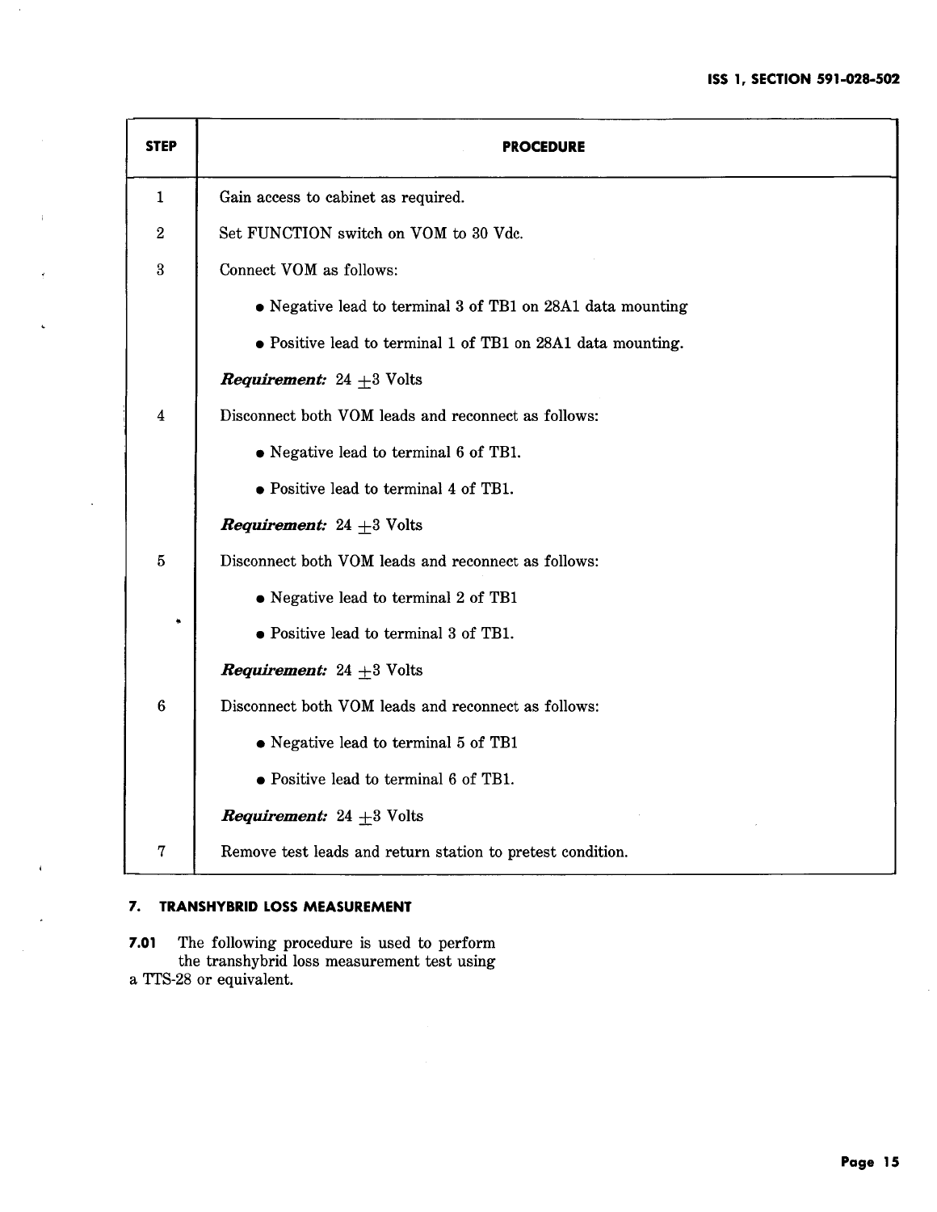| STEP | PROCEDURE |
|---|---|
| 1 | Gain access to cabinet as required. |
| 2 | Set FUNCTION switch on VOM to 30 Vdc. |
| 3 | Connect VOM as follows:<br>• Negative lead to terminal 3 of TB1 on 28A1 data mounting<br>• Positive lead to terminal 1 of TB1 on 28A1 data mounting.<br>***Requirement:*** 24 ±3 Volts |
| 4 | Disconnect both VOM leads and reconnect as follows:<br>• Negative lead to terminal 6 of TB1.<br>• Positive lead to terminal 4 of TB1.<br>***Requirement:*** 24 ±3 Volts |
| 5 | Disconnect both VOM leads and reconnect as follows:<br>• Negative lead to terminal 2 of TB1<br>• Positive lead to terminal 3 of TB1.<br>***Requirement:*** 24 ±3 Volts |
| 6 | Disconnect both VOM leads and reconnect as follows:<br>• Negative lead to terminal 5 of TB1<br>• Positive lead to terminal 6 of TB1.<br>***Requirement:*** 24 ±3 Volts |
| 7 | Remove test leads and return station to pretest condition. |

## 7. TRANSHYBRID LOSS MEASUREMENT

**7.01** The following procedure is used to perform the transhybrid loss measurement test using a TTS-28 or equivalent.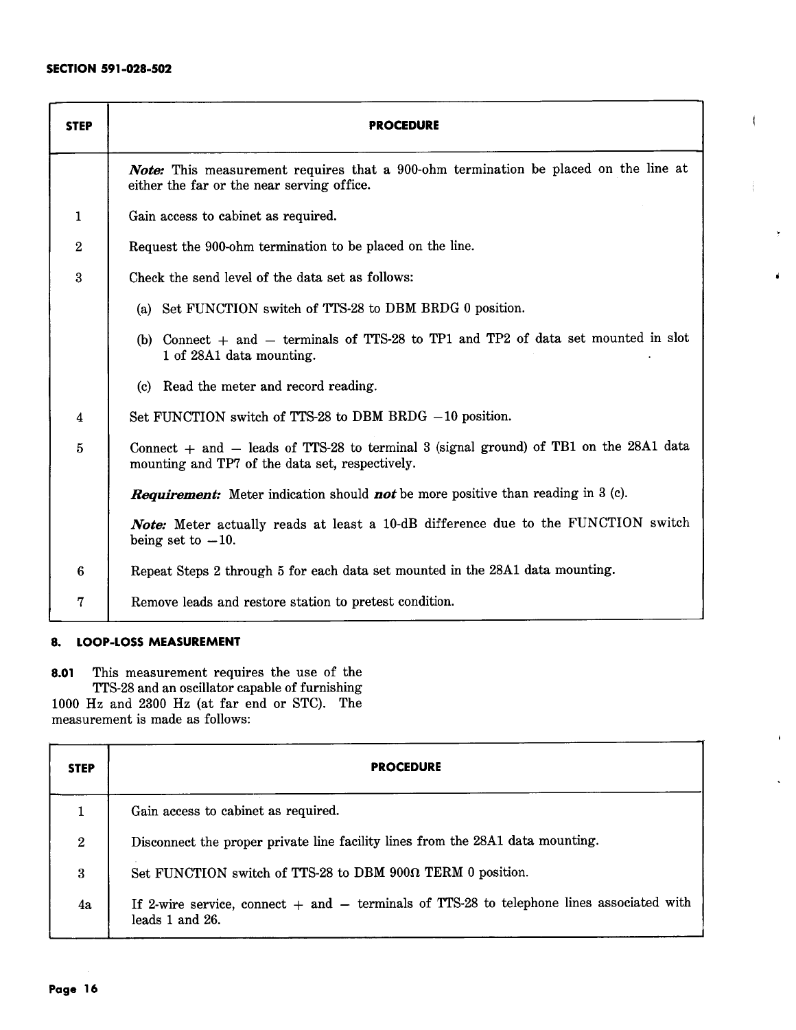| STEP | PROCEDURE |
|---|---|
| | ***Note:*** This measurement requires that a 900-ohm termination be placed on the line at either the far or the near serving office. |
| 1 | Gain access to cabinet as required. |
| 2 | Request the 900-ohm termination to be placed on the line. |
| 3 | Check the send level of the data set as follows:<br>(a) Set FUNCTION switch of TTS-28 to DBM BRDG 0 position.<br>(b) Connect + and − terminals of TTS-28 to TP1 and TP2 of data set mounted in slot 1 of 28A1 data mounting.<br>(c) Read the meter and record reading. |
| 4 | Set FUNCTION switch of TTS-28 to DBM BRDG −10 position. |
| 5 | Connect + and − leads of TTS-28 to terminal 3 (signal ground) of TB1 on the 28A1 data mounting and TP7 of the data set, respectively.<br>***Requirement:*** Meter indication should ***not*** be more positive than reading in 3 (c).<br>***Note:*** Meter actually reads at least a 10-dB difference due to the FUNCTION switch being set to −10. |
| 6 | Repeat Steps 2 through 5 for each data set mounted in the 28A1 data mounting. |
| 7 | Remove leads and restore station to pretest condition. |

## 8. LOOP-LOSS MEASUREMENT

**8.01** This measurement requires the use of the TTS-28 and an oscillator capable of furnishing 1000 Hz and 2300 Hz (at far end or STC). The measurement is made as follows:

| STEP | PROCEDURE |
|---|---|
| 1 | Gain access to cabinet as required. |
| 2 | Disconnect the proper private line facility lines from the 28A1 data mounting. |
| 3 | Set FUNCTION switch of TTS-28 to DBM 900Ω TERM 0 position. |
| 4a | If 2-wire service, connect + and − terminals of TTS-28 to telephone lines associated with leads 1 and 26. |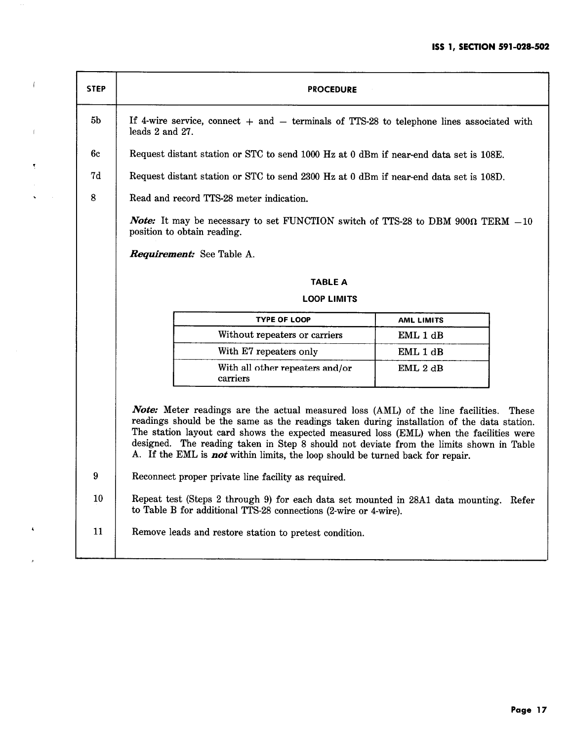| STEP | PROCEDURE |
|---|---|
| 5b | If 4-wire service, connect + and − terminals of TTS-28 to telephone lines associated with leads 2 and 27. |
| 6c | Request distant station or STC to send 1000 Hz at 0 dBm if near-end data set is 108E. |
| 7d | Request distant station or STC to send 2300 Hz at 0 dBm if near-end data set is 108D. |
| 8 | Read and record TTS-28 meter indication. |

***Note:*** It may be necessary to set FUNCTION switch of TTS-28 to DBM 900Ω TERM −10 position to obtain reading.

***Requirement:*** See Table A.

**TABLE A**

**LOOP LIMITS**

| TYPE OF LOOP | AML LIMITS |
|---|---|
| Without repeaters or carriers | EML 1 dB |
| With E7 repeaters only | EML 1 dB |
| With all other repeaters and/or carriers | EML 2 dB |

***Note:*** Meter readings are the actual measured loss (AML) of the line facilities. These readings should be the same as the readings taken during installation of the data station. The station layout card shows the expected measured loss (EML) when the facilities were designed. The reading taken in Step 8 should not deviate from the limits shown in Table A. If the EML is ***not*** within limits, the loop should be turned back for repair.

| STEP | PROCEDURE |
|---|---|
| 9 | Reconnect proper private line facility as required. |
| 10 | Repeat test (Steps 2 through 9) for each data set mounted in 28A1 data mounting. Refer to Table B for additional TTS-28 connections (2-wire or 4-wire). |
| 11 | Remove leads and restore station to pretest condition. |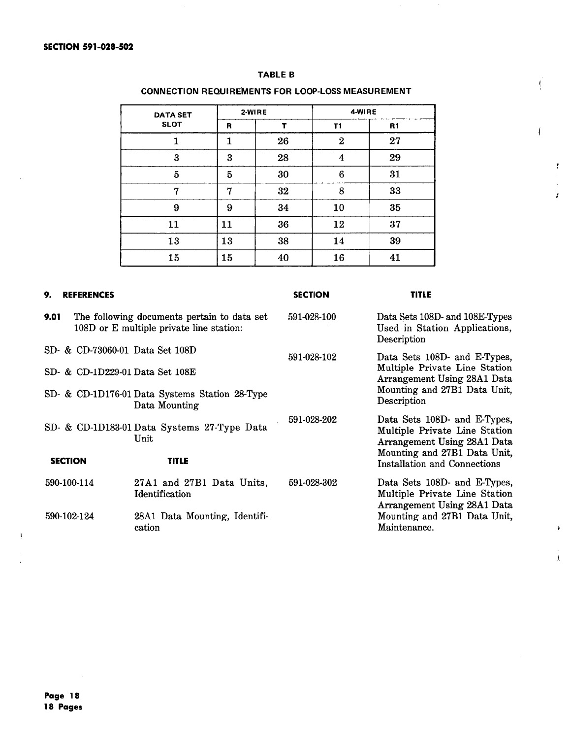### TABLE B

### CONNECTION REQUIREMENTS FOR LOOP-LOSS MEASUREMENT

| DATA SET SLOT | 2-WIRE | | 4-WIRE | |
|---|---|---|---|---|
| | R | T | T1 | R1 |
| 1 | 1 | 26 | 2 | 27 |
| 3 | 3 | 28 | 4 | 29 |
| 5 | 5 | 30 | 6 | 31 |
| 7 | 7 | 32 | 8 | 33 |
| 9 | 9 | 34 | 10 | 35 |
| 11 | 11 | 36 | 12 | 37 |
| 13 | 13 | 38 | 14 | 39 |
| 15 | 15 | 40 | 16 | 41 |

## 9. REFERENCES

**9.01** The following documents pertain to data set 108D or E multiple private line station:

SD- & CD-73060-01 Data Set 108D

SD- & CD-1D229-01 Data Set 108E

SD- & CD-1D176-01 Data Systems Station 28-Type Data Mounting

SD- & CD-1D183-01 Data Systems 27-Type Data Unit

| SECTION | TITLE |
|---|---|
| 590-100-114 | 27A1 and 27B1 Data Units, Identification |
| 590-102-124 | 28A1 Data Mounting, Identification |
| 591-028-100 | Data Sets 108D- and 108E-Types Used in Station Applications, Description |
| 591-028-102 | Data Sets 108D- and E-Types, Multiple Private Line Station Arrangement Using 28A1 Data Mounting and 27B1 Data Unit, Description |
| 591-028-202 | Data Sets 108D- and E-Types, Multiple Private Line Station Arrangement Using 28A1 Data Mounting and 27B1 Data Unit, Installation and Connections |
| 591-028-302 | Data Sets 108D- and E-Types, Multiple Private Line Station Arrangement Using 28A1 Data Mounting and 27B1 Data Unit, Maintenance. |